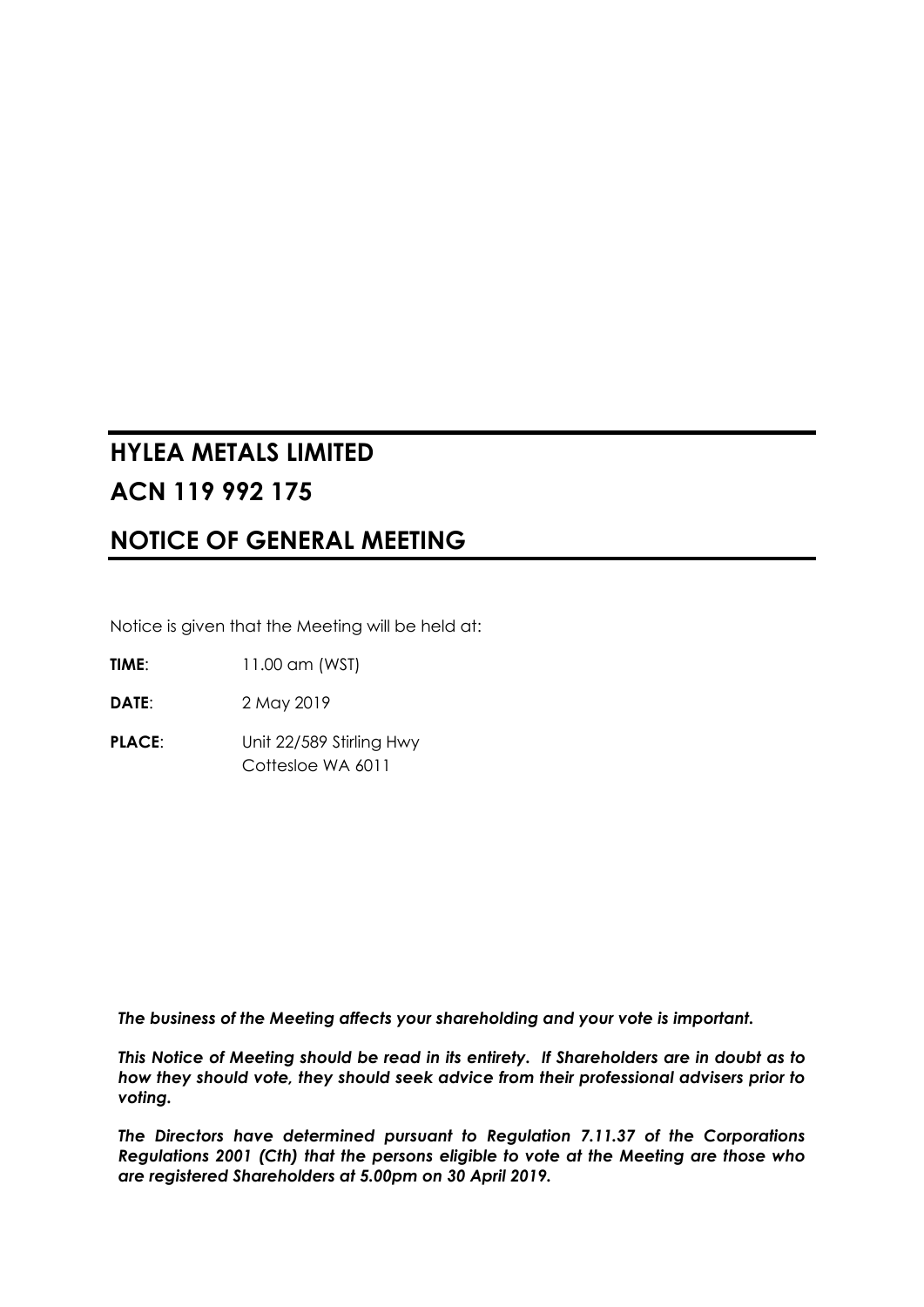# HYLEA METALS LIMITED

# ACN 119 992 175

# NOTICE OF GENERAL MEETING

Notice is given that the Meeting will be held at:

**TIME**: 11.00 am (WST)

**DATE**: 2 May 2019

**PLACE**: Unit 22/589 Stirling Hwy
Cottesloe WA 6011

***The business of the Meeting affects your shareholding and your vote is important.***

***This Notice of Meeting should be read in its entirety. If Shareholders are in doubt as to how they should vote, they should seek advice from their professional advisers prior to voting.***

***The Directors have determined pursuant to Regulation 7.11.37 of the Corporations Regulations 2001 (Cth) that the persons eligible to vote at the Meeting are those who are registered Shareholders at 5.00pm on 30 April 2019.***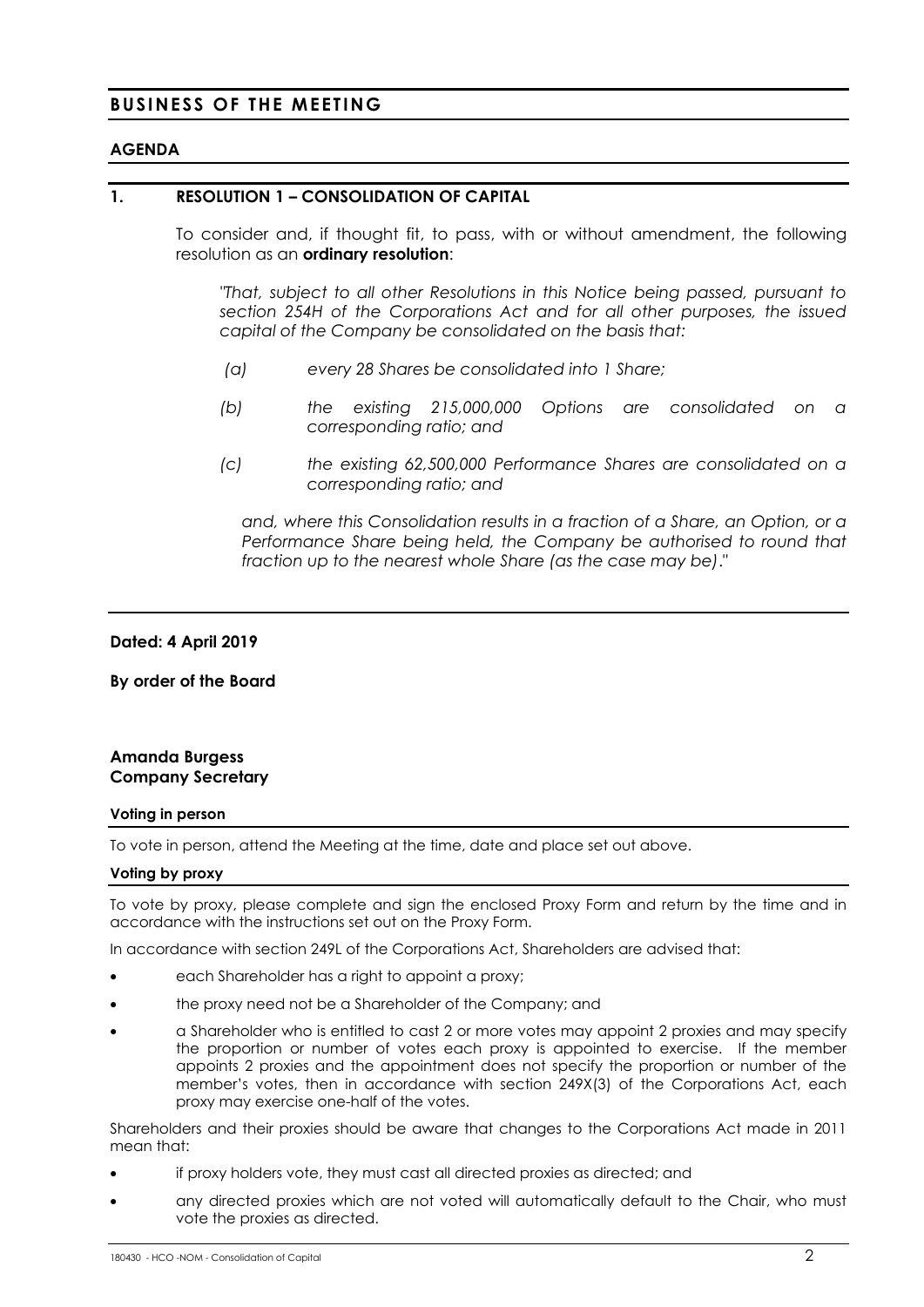# BUSINESS OF THE MEETING

## AGENDA

### 1. RESOLUTION 1 – CONSOLIDATION OF CAPITAL

To consider and, if thought fit, to pass, with or without amendment, the following resolution as an **ordinary resolution**:

*"That, subject to all other Resolutions in this Notice being passed, pursuant to section 254H of the Corporations Act and for all other purposes, the issued capital of the Company be consolidated on the basis that:*

*(a) every 28 Shares be consolidated into 1 Share;*

*(b) the existing 215,000,000 Options are consolidated on a corresponding ratio; and*

*(c) the existing 62,500,000 Performance Shares are consolidated on a corresponding ratio; and*

*and, where this Consolidation results in a fraction of a Share, an Option, or a Performance Share being held, the Company be authorised to round that fraction up to the nearest whole Share (as the case may be)."*

**Dated: 4 April 2019**

**By order of the Board**

**Amanda Burgess**
**Company Secretary**

#### Voting in person

To vote in person, attend the Meeting at the time, date and place set out above.

#### Voting by proxy

To vote by proxy, please complete and sign the enclosed Proxy Form and return by the time and in accordance with the instructions set out on the Proxy Form.

In accordance with section 249L of the Corporations Act, Shareholders are advised that:

- each Shareholder has a right to appoint a proxy;
- the proxy need not be a Shareholder of the Company; and
- a Shareholder who is entitled to cast 2 or more votes may appoint 2 proxies and may specify the proportion or number of votes each proxy is appointed to exercise. If the member appoints 2 proxies and the appointment does not specify the proportion or number of the member's votes, then in accordance with section 249X(3) of the Corporations Act, each proxy may exercise one-half of the votes.

Shareholders and their proxies should be aware that changes to the Corporations Act made in 2011 mean that:

- if proxy holders vote, they must cast all directed proxies as directed; and
- any directed proxies which are not voted will automatically default to the Chair, who must vote the proxies as directed.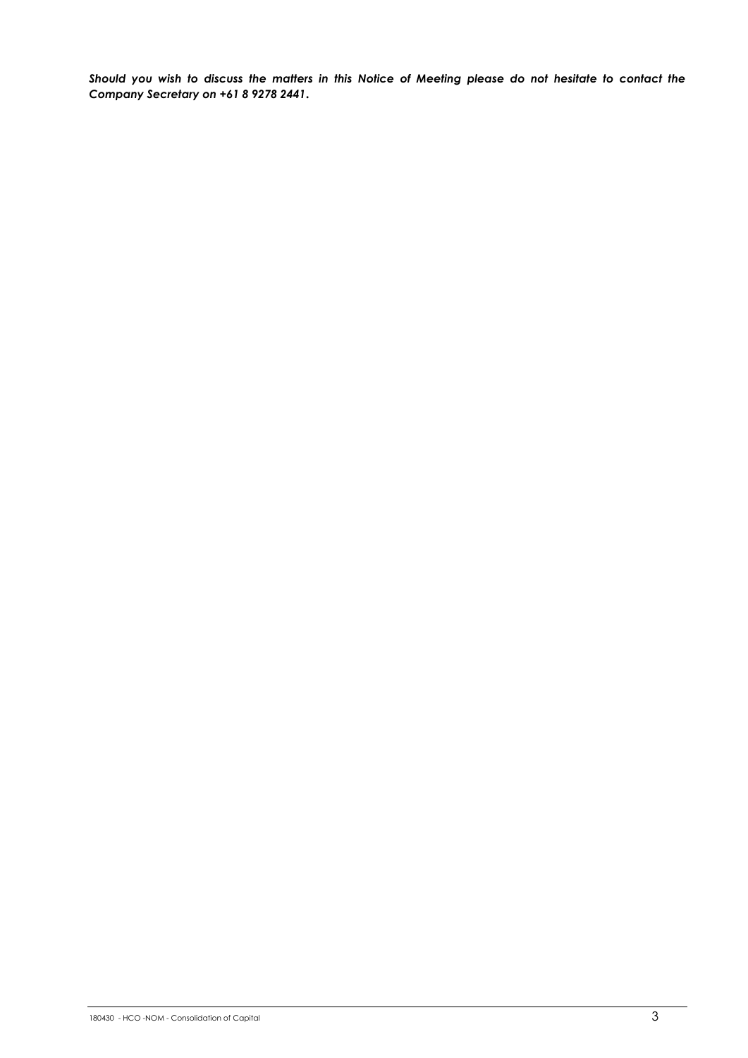***Should you wish to discuss the matters in this Notice of Meeting please do not hesitate to contact the Company Secretary on +61 8 9278 2441.***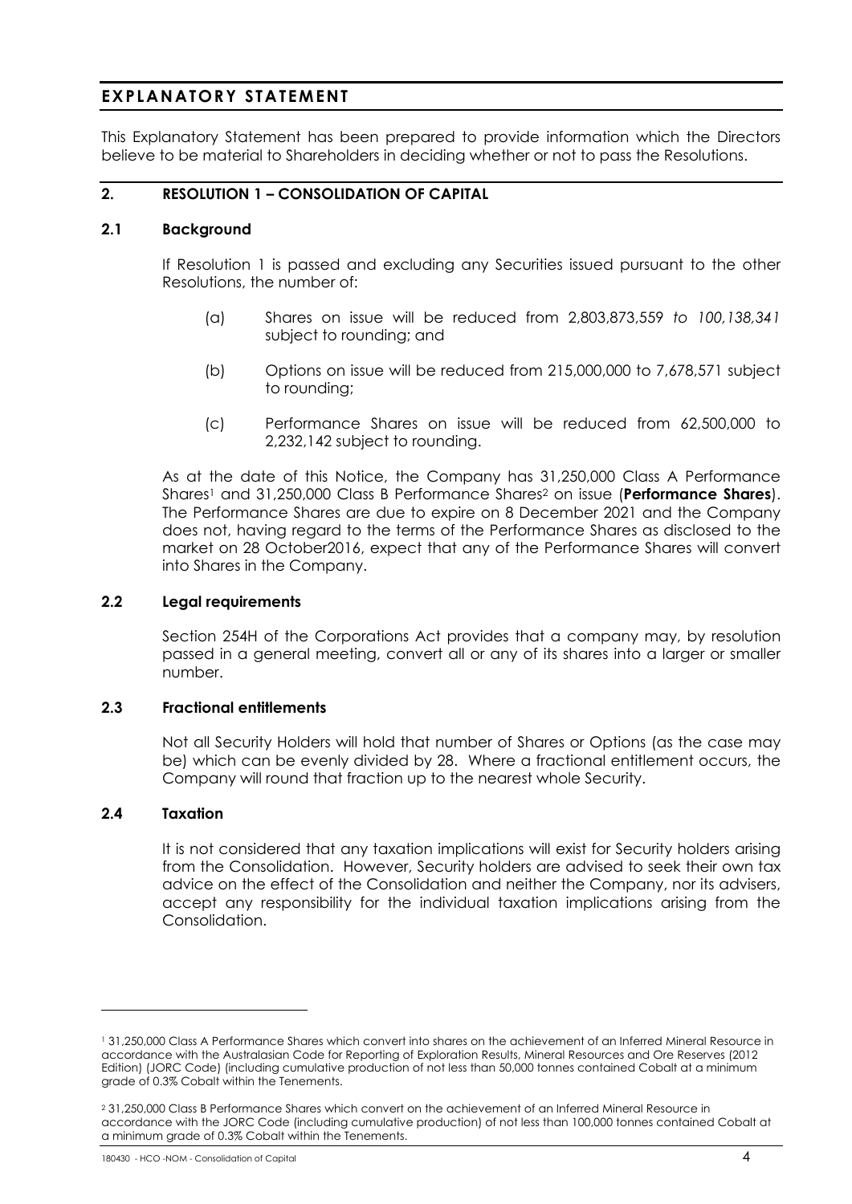# EXPLANATORY STATEMENT

This Explanatory Statement has been prepared to provide information which the Directors believe to be material to Shareholders in deciding whether or not to pass the Resolutions.

## 2. RESOLUTION 1 – CONSOLIDATION OF CAPITAL

### 2.1 Background

If Resolution 1 is passed and excluding any Securities issued pursuant to the other Resolutions, the number of:

(a) Shares on issue will be reduced from 2,803,873,559 *to 100,138,341* subject to rounding; and

(b) Options on issue will be reduced from 215,000,000 to 7,678,571 subject to rounding;

(c) Performance Shares on issue will be reduced from 62,500,000 to 2,232,142 subject to rounding.

As at the date of this Notice, the Company has 31,250,000 Class A Performance Shares[1] and 31,250,000 Class B Performance Shares[2] on issue (**Performance Shares**). The Performance Shares are due to expire on 8 December 2021 and the Company does not, having regard to the terms of the Performance Shares as disclosed to the market on 28 October2016, expect that any of the Performance Shares will convert into Shares in the Company.

### 2.2 Legal requirements

Section 254H of the Corporations Act provides that a company may, by resolution passed in a general meeting, convert all or any of its shares into a larger or smaller number.

### 2.3 Fractional entitlements

Not all Security Holders will hold that number of Shares or Options (as the case may be) which can be evenly divided by 28. Where a fractional entitlement occurs, the Company will round that fraction up to the nearest whole Security.

### 2.4 Taxation

It is not considered that any taxation implications will exist for Security holders arising from the Consolidation. However, Security holders are advised to seek their own tax advice on the effect of the Consolidation and neither the Company, nor its advisers, accept any responsibility for the individual taxation implications arising from the Consolidation.

---

[1] 31,250,000 Class A Performance Shares which convert into shares on the achievement of an Inferred Mineral Resource in accordance with the Australasian Code for Reporting of Exploration Results, Mineral Resources and Ore Reserves (2012 Edition) (JORC Code) (including cumulative production of not less than 50,000 tonnes contained Cobalt at a minimum grade of 0.3% Cobalt within the Tenements.

[2] 31,250,000 Class B Performance Shares which convert on the achievement of an Inferred Mineral Resource in accordance with the JORC Code (including cumulative production) of not less than 100,000 tonnes contained Cobalt at a minimum grade of 0.3% Cobalt within the Tenements.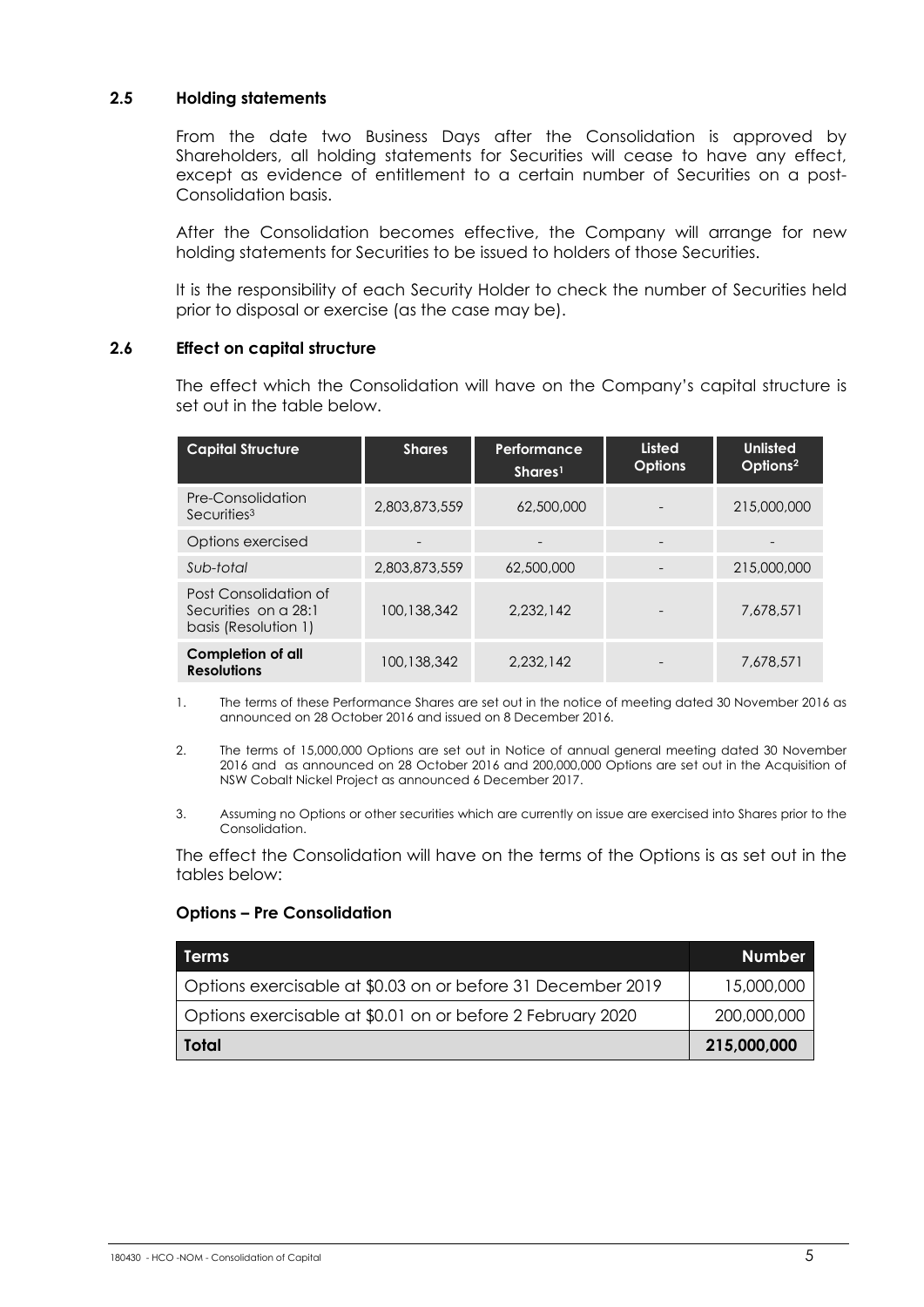### 2.5 Holding statements

From the date two Business Days after the Consolidation is approved by Shareholders, all holding statements for Securities will cease to have any effect, except as evidence of entitlement to a certain number of Securities on a post-Consolidation basis.

After the Consolidation becomes effective, the Company will arrange for new holding statements for Securities to be issued to holders of those Securities.

It is the responsibility of each Security Holder to check the number of Securities held prior to disposal or exercise (as the case may be).

### 2.6 Effect on capital structure

The effect which the Consolidation will have on the Company's capital structure is set out in the table below.

| Capital Structure | Shares | Performance Shares[1] | Listed Options | Unlisted Options[2] |
|---|---|---|---|---|
| Pre-Consolidation Securities[3] | 2,803,873,559 | 62,500,000 | - | 215,000,000 |
| Options exercised | - | - | - | - |
| *Sub-total* | 2,803,873,559 | 62,500,000 | - | 215,000,000 |
| Post Consolidation of Securities on a 28:1 basis (Resolution 1) | 100,138,342 | 2,232,142 | - | 7,678,571 |
| **Completion of all Resolutions** | 100,138,342 | 2,232,142 | - | 7,678,571 |

1. The terms of these Performance Shares are set out in the notice of meeting dated 30 November 2016 as announced on 28 October 2016 and issued on 8 December 2016.
2. The terms of 15,000,000 Options are set out in Notice of annual general meeting dated 30 November 2016 and as announced on 28 October 2016 and 200,000,000 Options are set out in the Acquisition of NSW Cobalt Nickel Project as announced 6 December 2017.
3. Assuming no Options or other securities which are currently on issue are exercised into Shares prior to the Consolidation.

The effect the Consolidation will have on the terms of the Options is as set out in the tables below:

**Options – Pre Consolidation**

| Terms | Number |
|---|---|
| Options exercisable at $0.03 on or before 31 December 2019 | 15,000,000 |
| Options exercisable at $0.01 on or before 2 February 2020 | 200,000,000 |
| **Total** | **215,000,000** |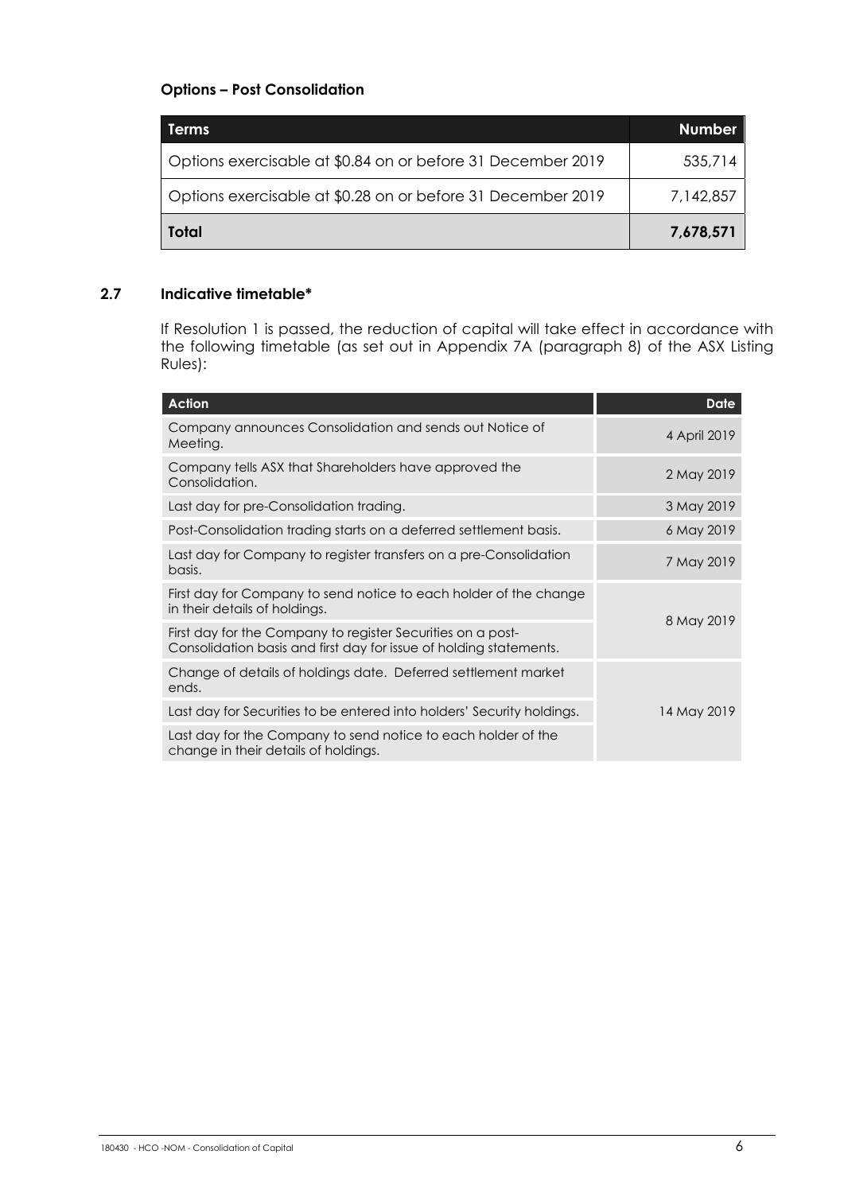**Options – Post Consolidation**

| Terms | Number |
|---|---|
| Options exercisable at $0.84 on or before 31 December 2019 | 535,714 |
| Options exercisable at $0.28 on or before 31 December 2019 | 7,142,857 |
| **Total** | **7,678,571** |

### 2.7 Indicative timetable*

If Resolution 1 is passed, the reduction of capital will take effect in accordance with the following timetable (as set out in Appendix 7A (paragraph 8) of the ASX Listing Rules):

| Action | Date |
|---|---|
| Company announces Consolidation and sends out Notice of Meeting. | 4 April 2019 |
| Company tells ASX that Shareholders have approved the Consolidation. | 2 May 2019 |
| Last day for pre-Consolidation trading. | 3 May 2019 |
| Post-Consolidation trading starts on a deferred settlement basis. | 6 May 2019 |
| Last day for Company to register transfers on a pre-Consolidation basis. | 7 May 2019 |
| First day for Company to send notice to each holder of the change in their details of holdings. | 8 May 2019 |
| First day for the Company to register Securities on a post-Consolidation basis and first day for issue of holding statements. | 8 May 2019 |
| Change of details of holdings date. Deferred settlement market ends. | 14 May 2019 |
| Last day for Securities to be entered into holders' Security holdings. | 14 May 2019 |
| Last day for the Company to send notice to each holder of the change in their details of holdings. | 14 May 2019 |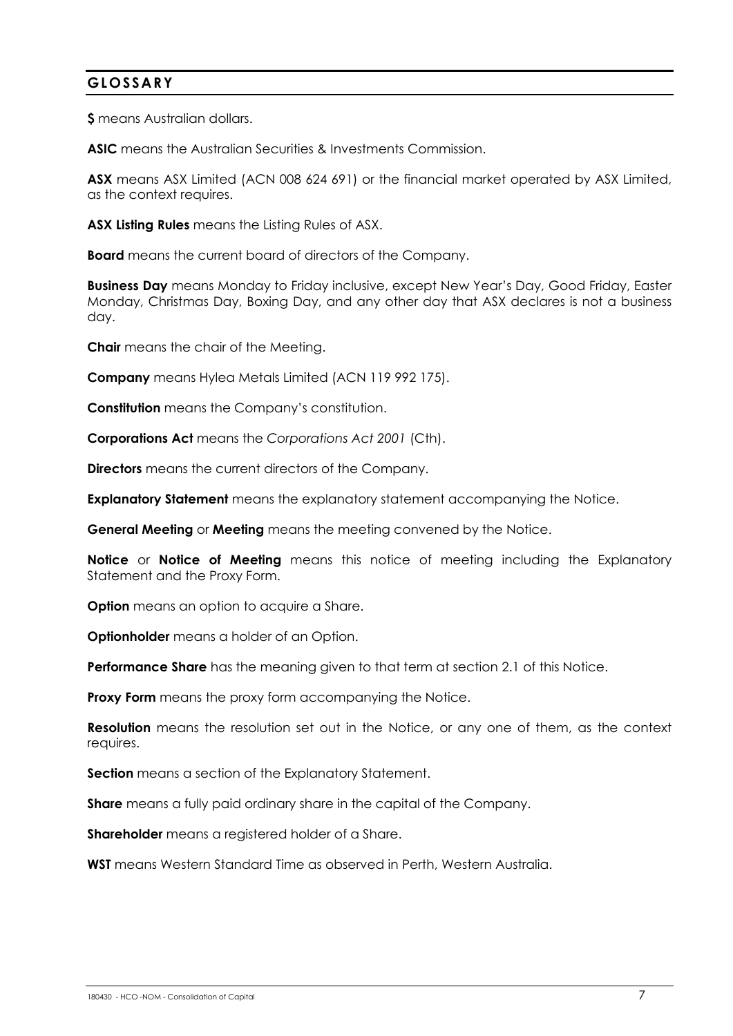## GLOSSARY

**$** means Australian dollars.

**ASIC** means the Australian Securities & Investments Commission.

**ASX** means ASX Limited (ACN 008 624 691) or the financial market operated by ASX Limited, as the context requires.

**ASX Listing Rules** means the Listing Rules of ASX.

**Board** means the current board of directors of the Company.

**Business Day** means Monday to Friday inclusive, except New Year's Day, Good Friday, Easter Monday, Christmas Day, Boxing Day, and any other day that ASX declares is not a business day.

**Chair** means the chair of the Meeting.

**Company** means Hylea Metals Limited (ACN 119 992 175).

**Constitution** means the Company's constitution.

**Corporations Act** means the *Corporations Act 2001* (Cth).

**Directors** means the current directors of the Company.

**Explanatory Statement** means the explanatory statement accompanying the Notice.

**General Meeting** or **Meeting** means the meeting convened by the Notice.

**Notice** or **Notice of Meeting** means this notice of meeting including the Explanatory Statement and the Proxy Form.

**Option** means an option to acquire a Share.

**Optionholder** means a holder of an Option.

**Performance Share** has the meaning given to that term at section 2.1 of this Notice.

**Proxy Form** means the proxy form accompanying the Notice.

**Resolution** means the resolution set out in the Notice, or any one of them, as the context requires.

**Section** means a section of the Explanatory Statement.

**Share** means a fully paid ordinary share in the capital of the Company.

**Shareholder** means a registered holder of a Share.

**WST** means Western Standard Time as observed in Perth, Western Australia.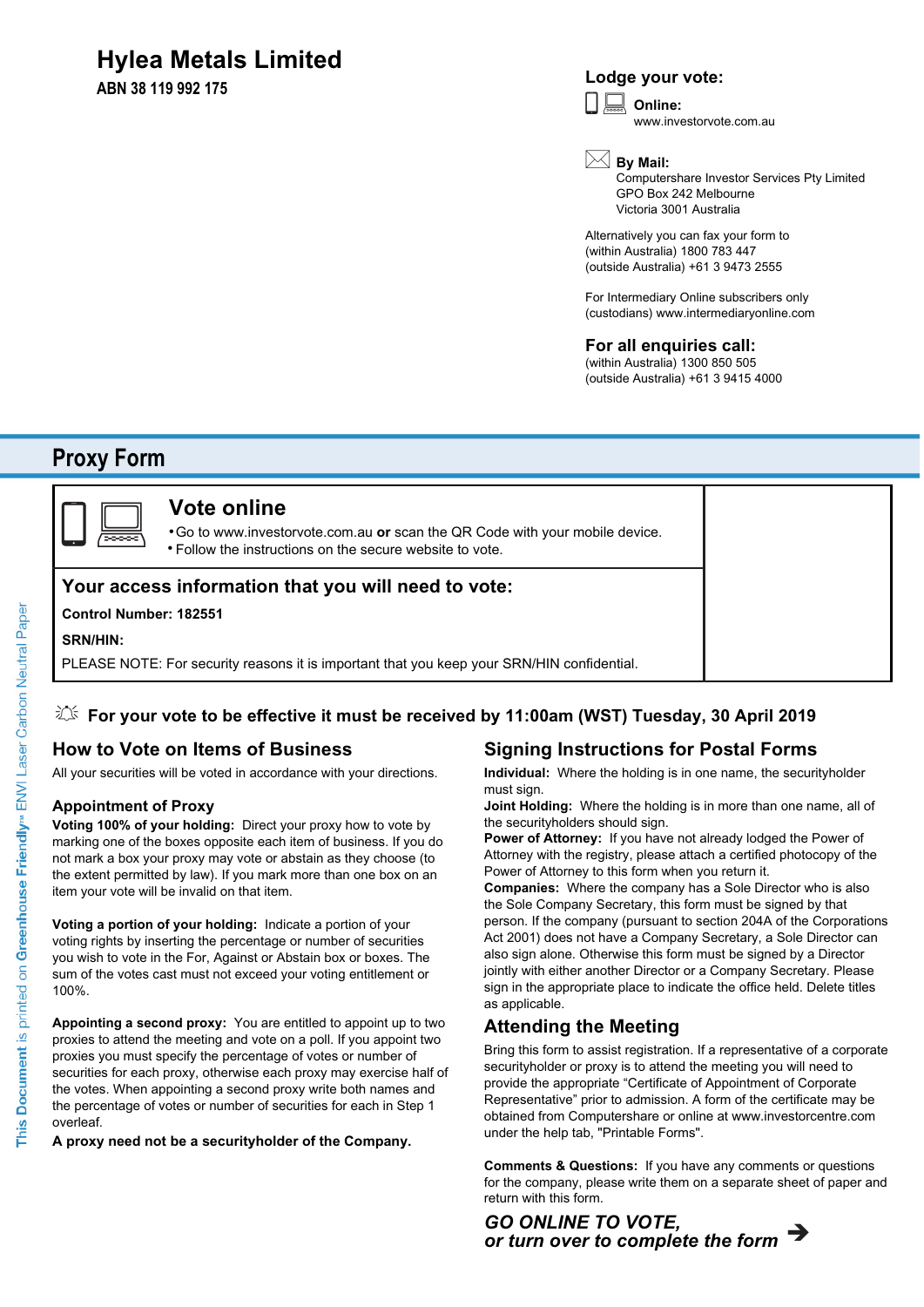# Hylea Metals Limited

**ABN 38 119 992 175**

## Lodge your vote:

**Online:**
www.investorvote.com.au

**By Mail:**
Computershare Investor Services Pty Limited
GPO Box 242 Melbourne
Victoria 3001 Australia

Alternatively you can fax your form to
(within Australia) 1800 783 447
(outside Australia) +61 3 9473 2555

For Intermediary Online subscribers only
(custodians) www.intermediaryonline.com

## For all enquiries call:

(within Australia) 1300 850 505
(outside Australia) +61 3 9415 4000

# Proxy Form

## Vote online

- Go to www.investorvote.com.au **or** scan the QR Code with your mobile device.
- Follow the instructions on the secure website to vote.

## Your access information that you will need to vote:

**Control Number: 182551**

**SRN/HIN:**

PLEASE NOTE: For security reasons it is important that you keep your SRN/HIN confidential.

**For your vote to be effective it must be received by 11:00am (WST) Tuesday, 30 April 2019**

## How to Vote on Items of Business

All your securities will be voted in accordance with your directions.

### Appointment of Proxy

**Voting 100% of your holding:** Direct your proxy how to vote by marking one of the boxes opposite each item of business. If you do not mark a box your proxy may vote or abstain as they choose (to the extent permitted by law). If you mark more than one box on an item your vote will be invalid on that item.

**Voting a portion of your holding:** Indicate a portion of your voting rights by inserting the percentage or number of securities you wish to vote in the For, Against or Abstain box or boxes. The sum of the votes cast must not exceed your voting entitlement or 100%.

**Appointing a second proxy:** You are entitled to appoint up to two proxies to attend the meeting and vote on a poll. If you appoint two proxies you must specify the percentage of votes or number of securities for each proxy, otherwise each proxy may exercise half of the votes. When appointing a second proxy write both names and the percentage of votes or number of securities for each in Step 1 overleaf.

**A proxy need not be a securityholder of the Company.**

## Signing Instructions for Postal Forms

**Individual:** Where the holding is in one name, the securityholder must sign.

**Joint Holding:** Where the holding is in more than one name, all of the securityholders should sign.

**Power of Attorney:** If you have not already lodged the Power of Attorney with the registry, please attach a certified photocopy of the Power of Attorney to this form when you return it.

**Companies:** Where the company has a Sole Director who is also the Sole Company Secretary, this form must be signed by that person. If the company (pursuant to section 204A of the Corporations Act 2001) does not have a Company Secretary, a Sole Director can also sign alone. Otherwise this form must be signed by a Director jointly with either another Director or a Company Secretary. Please sign in the appropriate place to indicate the office held. Delete titles as applicable.

## Attending the Meeting

Bring this form to assist registration. If a representative of a corporate securityholder or proxy is to attend the meeting you will need to provide the appropriate "Certificate of Appointment of Corporate Representative" prior to admission. A form of the certificate may be obtained from Computershare or online at www.investorcentre.com under the help tab, "Printable Forms".

**Comments & Questions:** If you have any comments or questions for the company, please write them on a separate sheet of paper and return with this form.

***GO ONLINE TO VOTE,***
***or turn over to complete the form*** ➔

This Document is printed on Greenhouse Friendly™ ENVI Laser Carbon Neutral Paper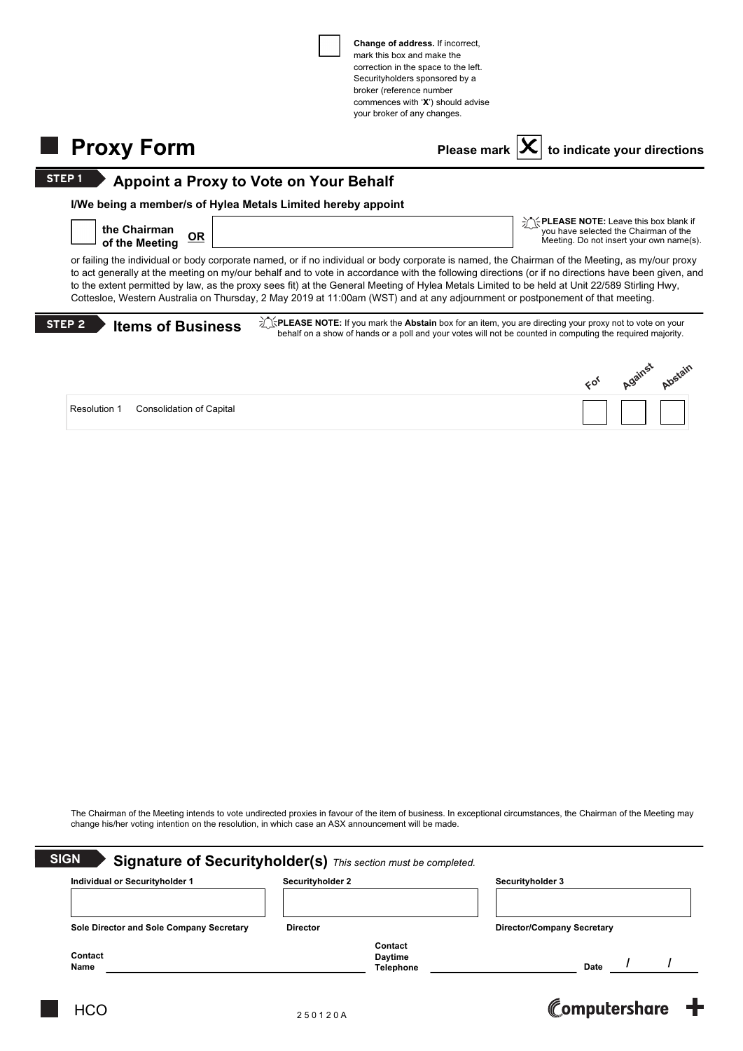Change of address. If incorrect, mark this box and make the correction in the space to the left. Securityholders sponsored by a broker (reference number commences with 'X') should advise your broker of any changes.

# Proxy Form

Please mark **X** to indicate your directions

## STEP 1 Appoint a Proxy to Vote on Your Behalf

**I/We being a member/s of Hylea Metals Limited hereby appoint**

**the Chairman of the Meeting** **OR**

**PLEASE NOTE:** Leave this box blank if you have selected the Chairman of the Meeting. Do not insert your own name(s).

or failing the individual or body corporate named, or if no individual or body corporate is named, the Chairman of the Meeting, as my/our proxy to act generally at the meeting on my/our behalf and to vote in accordance with the following directions (or if no directions have been given, and to the extent permitted by law, as the proxy sees fit) at the General Meeting of Hylea Metals Limited to be held at Unit 22/589 Stirling Hwy, Cottesloe, Western Australia on Thursday, 2 May 2019 at 11:00am (WST) and at any adjournment or postponement of that meeting.

## STEP 2 Items of Business

**PLEASE NOTE:** If you mark the **Abstain** box for an item, you are directing your proxy not to vote on your behalf on a show of hands or a poll and your votes will not be counted in computing the required majority.

| | | For | Against | Abstain |
|---|---|---|---|---|
| Resolution 1 | Consolidation of Capital | | | |

The Chairman of the Meeting intends to vote undirected proxies in favour of the item of business. In exceptional circumstances, the Chairman of the Meeting may change his/her voting intention on the resolution, in which case an ASX announcement will be made.

## SIGN Signature of Securityholder(s) *This section must be completed.*

| Individual or Securityholder 1 | Securityholder 2 | Securityholder 3 |
|---|---|---|
| | | |
| Sole Director and Sole Company Secretary | Director | Director/Company Secretary |

Contact Name ______ Contact Daytime Telephone ______ Date / /

HCO 250120A

Computershare